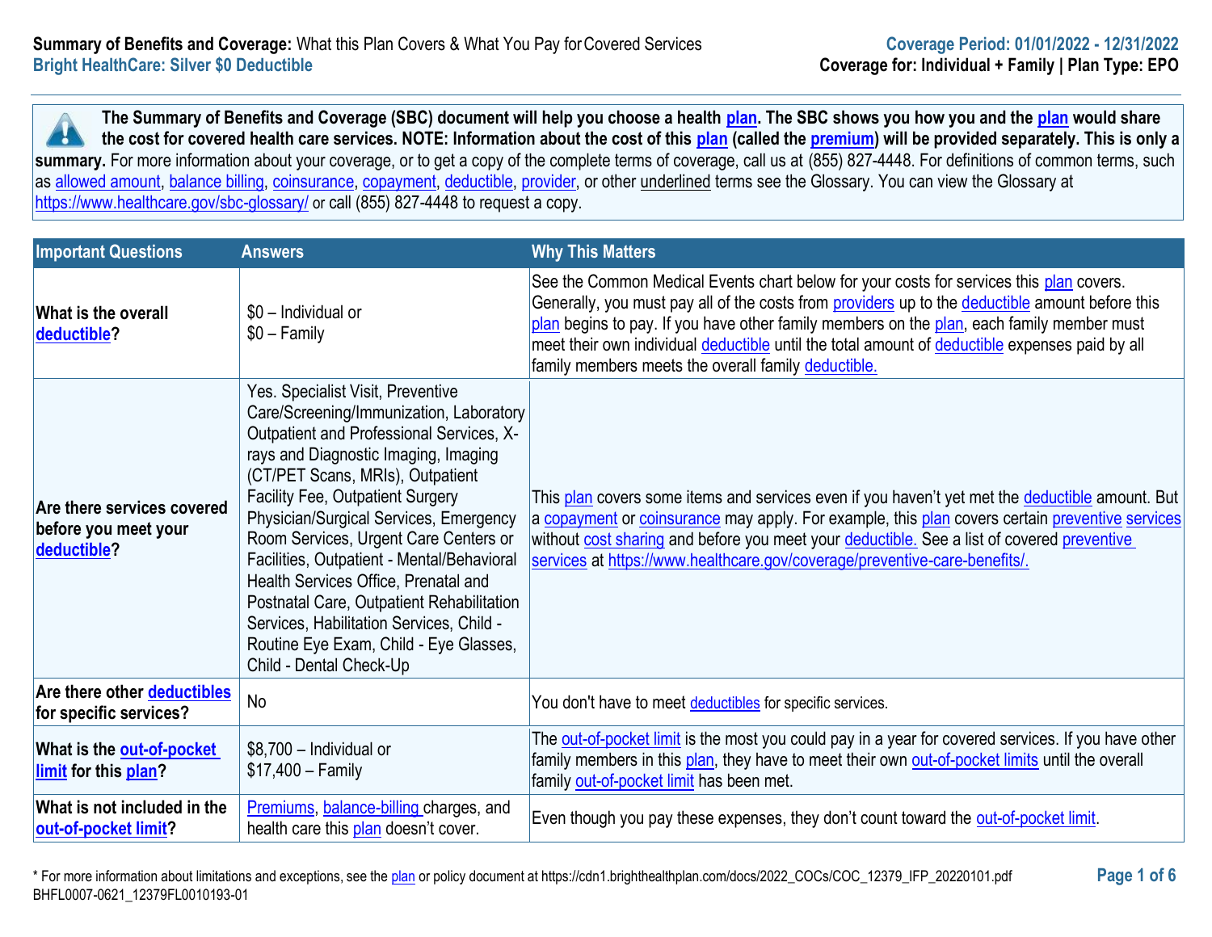**Summary of Benefits and Coverage:** What this Plan Covers & What You Pay for Covered Services
**Bright HealthCare: Silver $0 Deductible**

**Coverage Period: 01/01/2022 - 12/31/2022**
**Coverage for: Individual + Family | Plan Type: EPO**

**The Summary of Benefits and Coverage (SBC) document will help you choose a health plan. The SBC shows you how you and the plan would share the cost for covered health care services. NOTE: Information about the cost of this plan (called the premium) will be provided separately. This is only a summary.** For more information about your coverage, or to get a copy of the complete terms of coverage, call us at (855) 827-4448. For definitions of common terms, such as allowed amount, balance billing, coinsurance, copayment, deductible, provider, or other underlined terms see the Glossary. You can view the Glossary at https://www.healthcare.gov/sbc-glossary/ or call (855) 827-4448 to request a copy.

| Important Questions | Answers | Why This Matters |
|---|---|---|
| **What is the overall deductible?** | $0 – Individual or<br>$0 – Family | See the Common Medical Events chart below for your costs for services this plan covers. Generally, you must pay all of the costs from providers up to the deductible amount before this plan begins to pay. If you have other family members on the plan, each family member must meet their own individual deductible until the total amount of deductible expenses paid by all family members meets the overall family deductible. |
| **Are there services covered before you meet your deductible?** | Yes. Specialist Visit, Preventive Care/Screening/Immunization, Laboratory Outpatient and Professional Services, X-rays and Diagnostic Imaging, Imaging (CT/PET Scans, MRIs), Outpatient Facility Fee, Outpatient Surgery Physician/Surgical Services, Emergency Room Services, Urgent Care Centers or Facilities, Outpatient - Mental/Behavioral Health Services Office, Prenatal and Postnatal Care, Outpatient Rehabilitation Services, Habilitation Services, Child - Routine Eye Exam, Child - Eye Glasses, Child - Dental Check-Up | This plan covers some items and services even if you haven't yet met the deductible amount. But a copayment or coinsurance may apply. For example, this plan covers certain preventive services without cost sharing and before you meet your deductible. See a list of covered preventive services at https://www.healthcare.gov/coverage/preventive-care-benefits/. |
| **Are there other deductibles for specific services?** | No | You don't have to meet deductibles for specific services. |
| **What is the out-of-pocket limit for this plan?** | $8,700 – Individual or<br>$17,400 – Family | The out-of-pocket limit is the most you could pay in a year for covered services. If you have other family members in this plan, they have to meet their own out-of-pocket limits until the overall family out-of-pocket limit has been met. |
| **What is not included in the out-of-pocket limit?** | Premiums, balance-billing charges, and health care this plan doesn't cover. | Even though you pay these expenses, they don't count toward the out-of-pocket limit. |

\* For more information about limitations and exceptions, see the plan or policy document at https://cdn1.brighthealthplan.com/docs/2022_COCs/COC_12379_IFP_20220101.pdf
BHFL0007-0621_12379FL0010193-01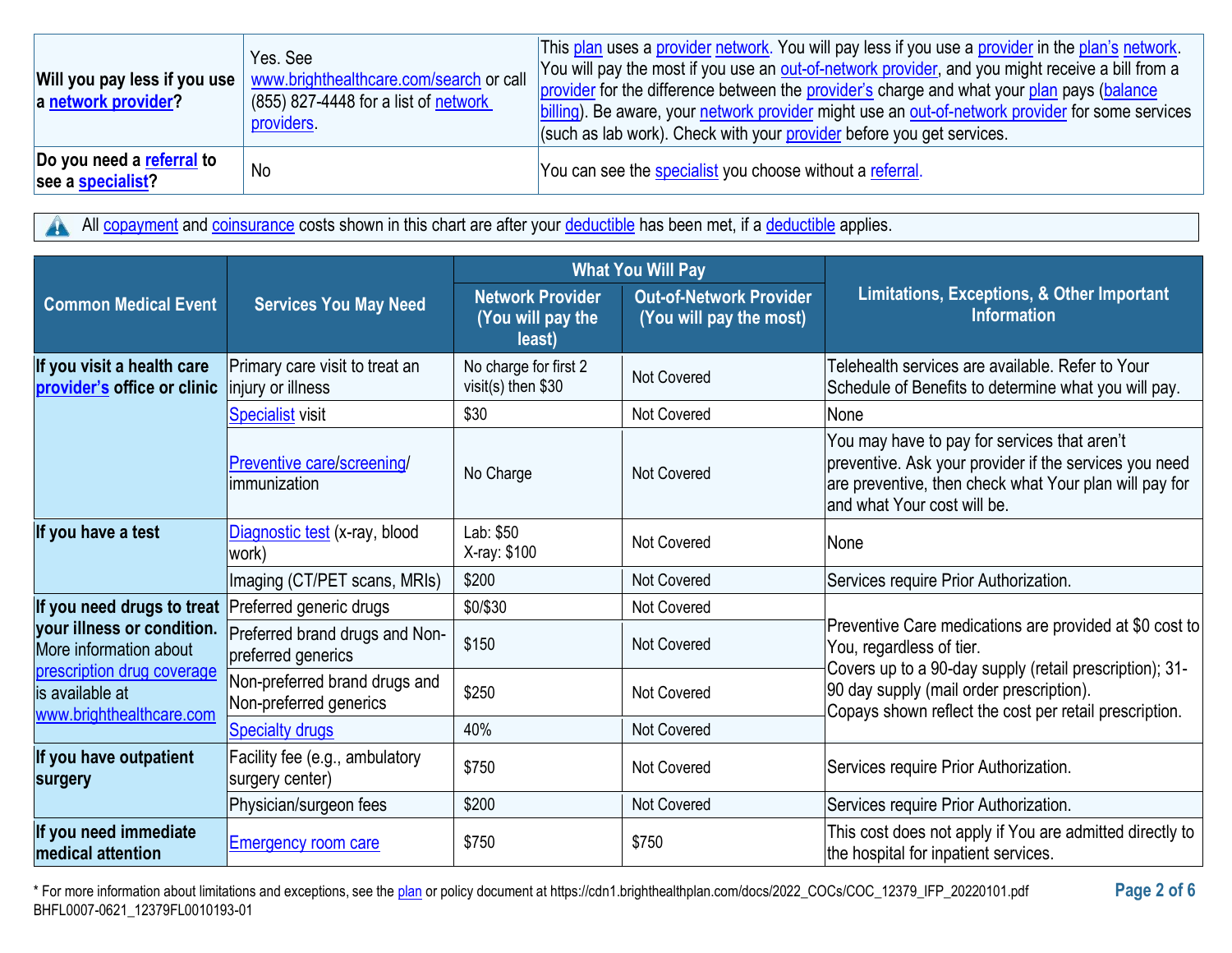| | | |
|---|---|---|
| **Will you pay less if you use a network provider?** | Yes. See www.brighthealthcare.com/search or call (855) 827-4448 for a list of network providers. | This plan uses a provider network. You will pay less if you use a provider in the plan's network. You will pay the most if you use an out-of-network provider, and you might receive a bill from a provider for the difference between the provider's charge and what your plan pays (balance billing). Be aware, your network provider might use an out-of-network provider for some services (such as lab work). Check with your provider before you get services. |
| **Do you need a referral to see a specialist?** | No | You can see the specialist you choose without a referral. |

All copayment and coinsurance costs shown in this chart are after your deductible has been met, if a deductible applies.

| Common Medical Event | Services You May Need | What You Will Pay | | Limitations, Exceptions, & Other Important Information |
|---|---|---|---|---|
| | | Network Provider (You will pay the least) | Out-of-Network Provider (You will pay the most) | |
| **If you visit a health care provider's office or clinic** | Primary care visit to treat an injury or illness | No charge for first 2 visit(s) then $30 | Not Covered | Telehealth services are available. Refer to Your Schedule of Benefits to determine what you will pay. |
| | Specialist visit | $30 | Not Covered | None |
| | Preventive care/screening/ immunization | No Charge | Not Covered | You may have to pay for services that aren't preventive. Ask your provider if the services you need are preventive, then check what Your plan will pay for and what Your cost will be. |
| **If you have a test** | Diagnostic test (x-ray, blood work) | Lab: $50<br>X-ray: $100 | Not Covered | None |
| | Imaging (CT/PET scans, MRIs) | $200 | Not Covered | Services require Prior Authorization. |
| **If you need drugs to treat your illness or condition.** More information about prescription drug coverage is available at www.brighthealthcare.com | Preferred generic drugs | $0/$30 | Not Covered | Preventive Care medications are provided at $0 cost to You, regardless of tier.<br>Covers up to a 90-day supply (retail prescription); 31-90 day supply (mail order prescription).<br>Copays shown reflect the cost per retail prescription. |
| | Preferred brand drugs and Non-preferred generics | $150 | Not Covered | |
| | Non-preferred brand drugs and Non-preferred generics | $250 | Not Covered | |
| | Specialty drugs | 40% | Not Covered | |
| **If you have outpatient surgery** | Facility fee (e.g., ambulatory surgery center) | $750 | Not Covered | Services require Prior Authorization. |
| | Physician/surgeon fees | $200 | Not Covered | Services require Prior Authorization. |
| **If you need immediate medical attention** | Emergency room care | $750 | $750 | This cost does not apply if You are admitted directly to the hospital for inpatient services. |

* For more information about limitations and exceptions, see the plan or policy document at https://cdn1.brighthealthplan.com/docs/2022_COCs/COC_12379_IFP_20220101.pdf

BHFL0007-0621_12379FL0010193-01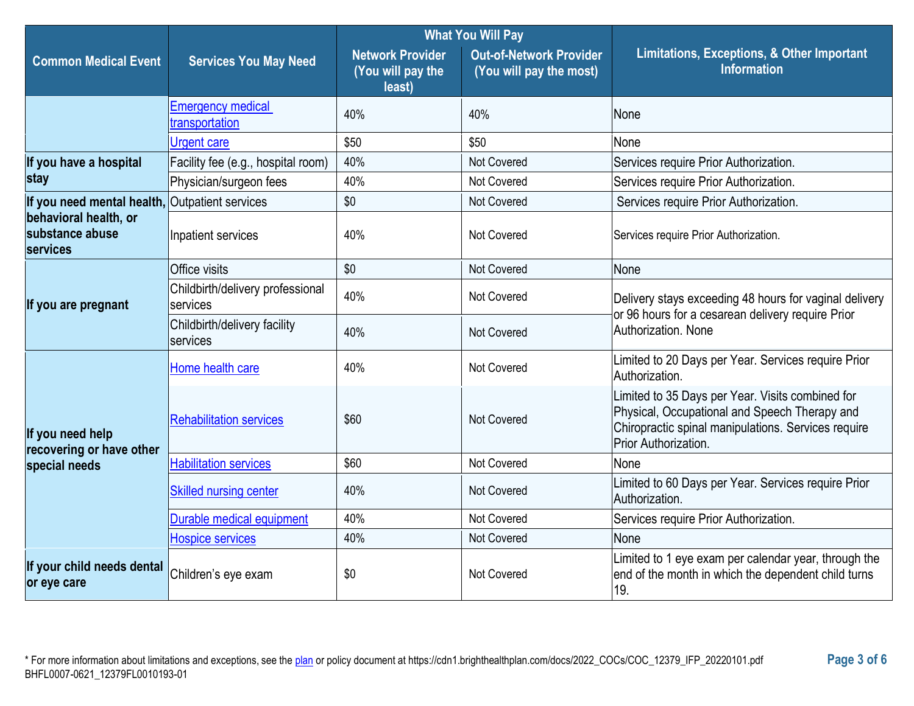| Common Medical Event | Services You May Need | What You Will Pay | | Limitations, Exceptions, & Other Important Information |
|---|---|---|---|---|
| | | Network Provider (You will pay the least) | Out-of-Network Provider (You will pay the most) | |
| | Emergency medical transportation | 40% | 40% | None |
| | Urgent care | $50 | $50 | None |
| **If you have a hospital stay** | Facility fee (e.g., hospital room) | 40% | Not Covered | Services require Prior Authorization. |
| | Physician/surgeon fees | 40% | Not Covered | Services require Prior Authorization. |
| **If you need mental health, behavioral health, or substance abuse services** | Outpatient services | $0 | Not Covered | Services require Prior Authorization. |
| | Inpatient services | 40% | Not Covered | Services require Prior Authorization. |
| **If you are pregnant** | Office visits | $0 | Not Covered | None |
| | Childbirth/delivery professional services | 40% | Not Covered | Delivery stays exceeding 48 hours for vaginal delivery or 96 hours for a cesarean delivery require Prior Authorization. None |
| | Childbirth/delivery facility services | 40% | Not Covered | |
| **If you need help recovering or have other special needs** | Home health care | 40% | Not Covered | Limited to 20 Days per Year. Services require Prior Authorization. |
| | Rehabilitation services | $60 | Not Covered | Limited to 35 Days per Year. Visits combined for Physical, Occupational and Speech Therapy and Chiropractic spinal manipulations. Services require Prior Authorization. |
| | Habilitation services | $60 | Not Covered | None |
| | Skilled nursing center | 40% | Not Covered | Limited to 60 Days per Year. Services require Prior Authorization. |
| | Durable medical equipment | 40% | Not Covered | Services require Prior Authorization. |
| | Hospice services | 40% | Not Covered | None |
| **If your child needs dental or eye care** | Children's eye exam | $0 | Not Covered | Limited to 1 eye exam per calendar year, through the end of the month in which the dependent child turns 19. |

* For more information about limitations and exceptions, see the plan or policy document at https://cdn1.brighthealthplan.com/docs/2022_COCs/COC_12379_IFP_20220101.pdf
BHFL0007-0621_12379FL0010193-01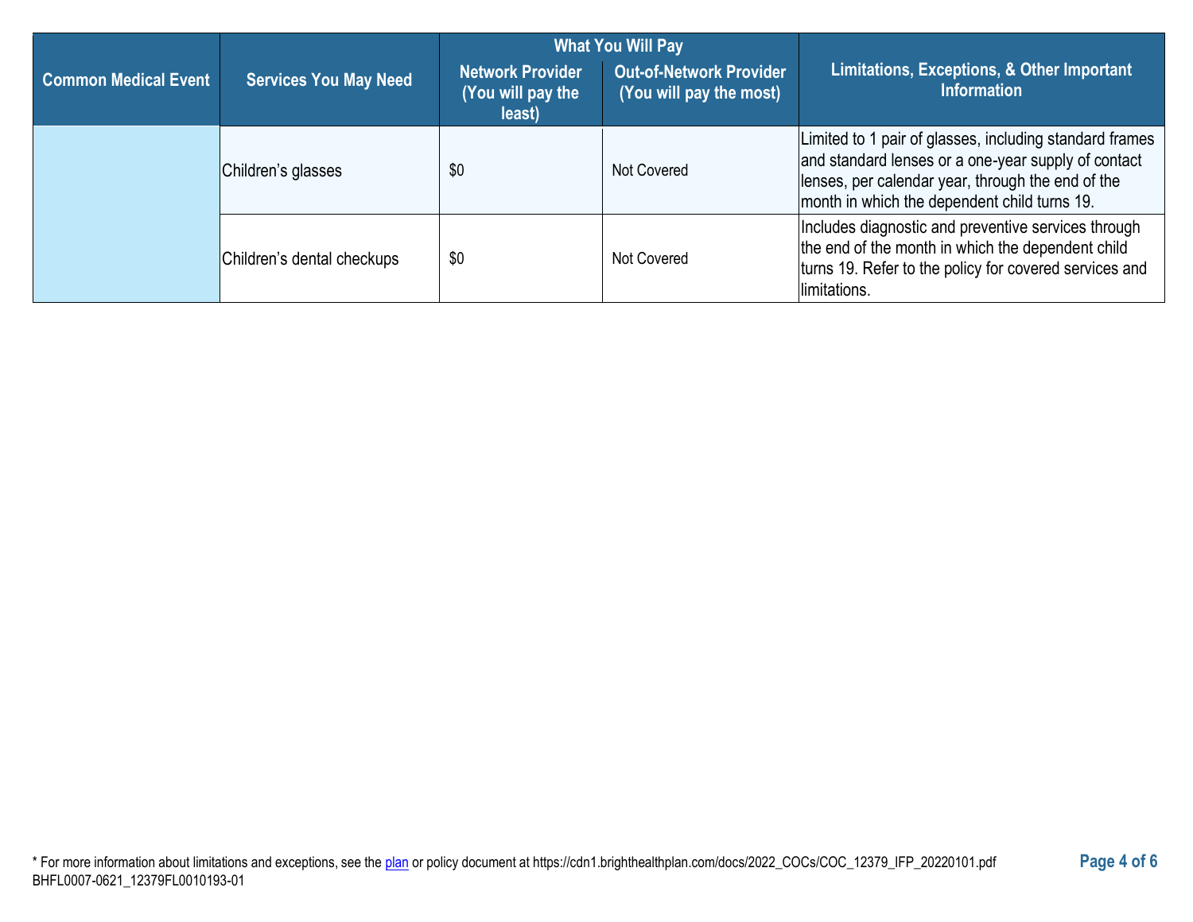| Common Medical Event | Services You May Need | What You Will Pay | | Limitations, Exceptions, & Other Important Information |
|---|---|---|---|---|
| | | Network Provider (You will pay the least) | Out-of-Network Provider (You will pay the most) | |
| | Children's glasses | $0 | Not Covered | Limited to 1 pair of glasses, including standard frames and standard lenses or a one-year supply of contact lenses, per calendar year, through the end of the month in which the dependent child turns 19. |
| | Children's dental checkups | $0 | Not Covered | Includes diagnostic and preventive services through the end of the month in which the dependent child turns 19. Refer to the policy for covered services and limitations. |

* For more information about limitations and exceptions, see the plan or policy document at https://cdn1.brighthealthplan.com/docs/2022_COCs/COC_12379_IFP_20220101.pdf
BHFL0007-0621_12379FL0010193-01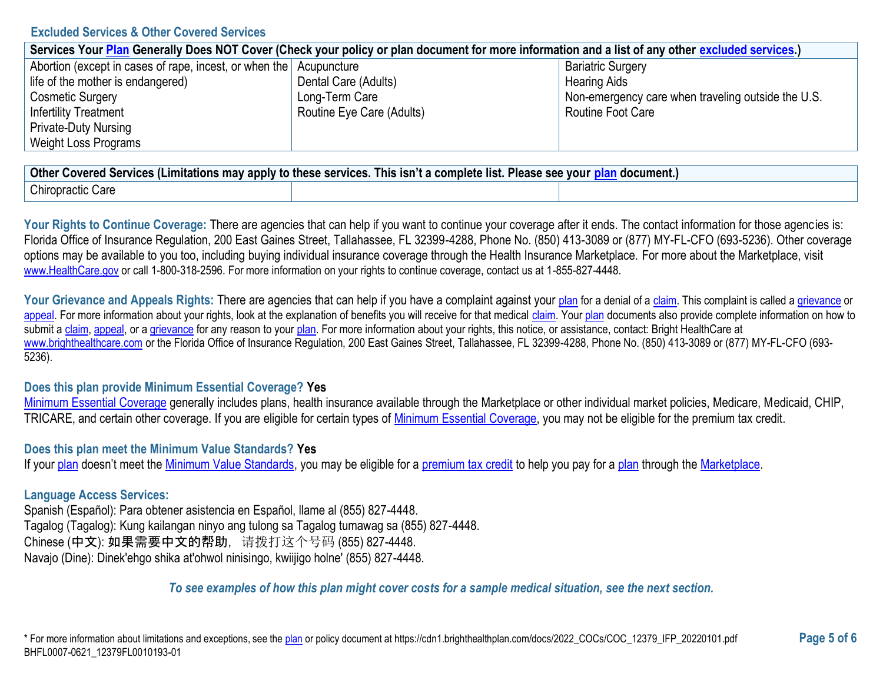### Excluded Services & Other Covered Services

| Services Your Plan Generally Does NOT Cover (Check your policy or plan document for more information and a list of any other excluded services.) | | |
|---|---|---|
| Abortion (except in cases of rape, incest, or when the life of the mother is endangered)<br>Cosmetic Surgery<br>Infertility Treatment<br>Private-Duty Nursing<br>Weight Loss Programs | Acupuncture<br>Dental Care (Adults)<br>Long-Term Care<br>Routine Eye Care (Adults) | Bariatric Surgery<br>Hearing Aids<br>Non-emergency care when traveling outside the U.S.<br>Routine Foot Care |

| Other Covered Services (Limitations may apply to these services. This isn't a complete list. Please see your plan document.) | | |
|---|---|---|
| Chiropractic Care | | |

**Your Rights to Continue Coverage:** There are agencies that can help if you want to continue your coverage after it ends. The contact information for those agencies is: Florida Office of Insurance Regulation, 200 East Gaines Street, Tallahassee, FL 32399-4288, Phone No. (850) 413-3089 or (877) MY-FL-CFO (693-5236). Other coverage options may be available to you too, including buying individual insurance coverage through the Health Insurance Marketplace. For more about the Marketplace, visit www.HealthCare.gov or call 1-800-318-2596. For more information on your rights to continue coverage, contact us at 1-855-827-4448.

**Your Grievance and Appeals Rights:** There are agencies that can help if you have a complaint against your plan for a denial of a claim. This complaint is called a grievance or appeal. For more information about your rights, look at the explanation of benefits you will receive for that medical claim. Your plan documents also provide complete information on how to submit a claim, appeal, or a grievance for any reason to your plan. For more information about your rights, this notice, or assistance, contact: Bright HealthCare at www.brighthealthcare.com or the Florida Office of Insurance Regulation, 200 East Gaines Street, Tallahassee, FL 32399-4288, Phone No. (850) 413-3089 or (877) MY-FL-CFO (693-5236).

**Does this plan provide Minimum Essential Coverage? Yes**

Minimum Essential Coverage generally includes plans, health insurance available through the Marketplace or other individual market policies, Medicare, Medicaid, CHIP, TRICARE, and certain other coverage. If you are eligible for certain types of Minimum Essential Coverage, you may not be eligible for the premium tax credit.

**Does this plan meet the Minimum Value Standards? Yes**

If your plan doesn't meet the Minimum Value Standards, you may be eligible for a premium tax credit to help you pay for a plan through the Marketplace.

**Language Access Services:**

Spanish (Español): Para obtener asistencia en Español, llame al (855) 827-4448.
Tagalog (Tagalog): Kung kailangan ninyo ang tulong sa Tagalog tumawag sa (855) 827-4448.
Chinese (中文): 如果需要中文的帮助，请拨打这个号码 (855) 827-4448.
Navajo (Dine): Dinek'ehgo shika at'ohwol ninisingo, kwiijigo holne' (855) 827-4448.

*To see examples of how this plan might cover costs for a sample medical situation, see the next section.*

\* For more information about limitations and exceptions, see the plan or policy document at https://cdn1.brighthealthplan.com/docs/2022_COCs/COC_12379_IFP_20220101.pdf
BHFL0007-0621_12379FL0010193-01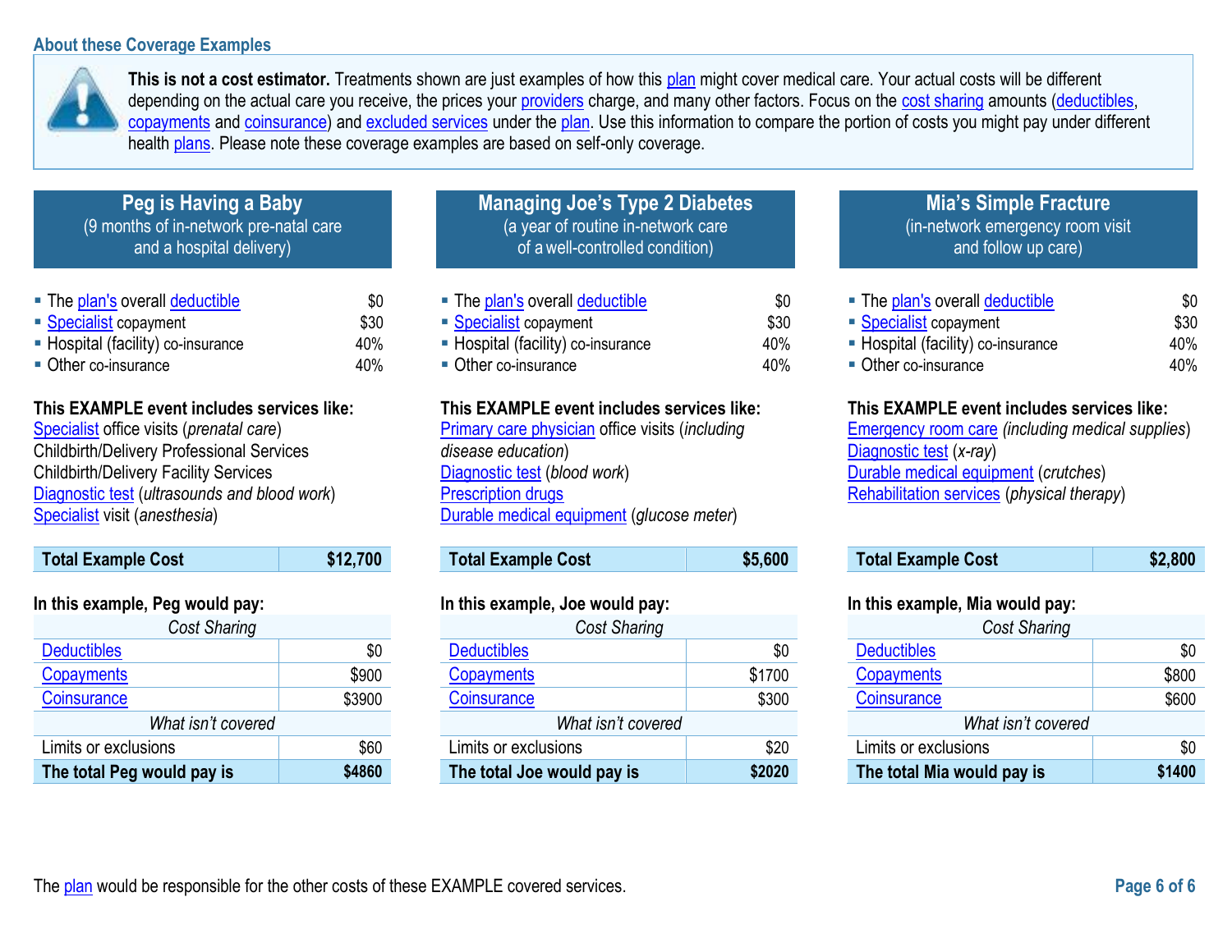## About these Coverage Examples

**This is not a cost estimator.** Treatments shown are just examples of how this plan might cover medical care. Your actual costs will be different depending on the actual care you receive, the prices your providers charge, and many other factors. Focus on the cost sharing amounts (deductibles, copayments and coinsurance) and excluded services under the plan. Use this information to compare the portion of costs you might pay under different health plans. Please note these coverage examples are based on self-only coverage.

### Peg is Having a Baby
(9 months of in-network pre-natal care and a hospital delivery)

- The plan's overall deductible $0
- Specialist copayment $30
- Hospital (facility) co-insurance 40%
- Other co-insurance 40%

**This EXAMPLE event includes services like:**
Specialist office visits (*prenatal care*)
Childbirth/Delivery Professional Services
Childbirth/Delivery Facility Services
Diagnostic test (*ultrasounds and blood work*)
Specialist visit (*anesthesia*)

| **Total Example Cost** | **$12,700** |
|---|---|

**In this example, Peg would pay:**

| *Cost Sharing* | |
|---|---|
| Deductibles | $0 |
| Copayments | $900 |
| Coinsurance | $3900 |
| *What isn't covered* | |
| Limits or exclusions | $60 |
| **The total Peg would pay is** | **$4860** |

### Managing Joe's Type 2 Diabetes
(a year of routine in-network care of a well-controlled condition)

- The plan's overall deductible $0
- Specialist copayment $30
- Hospital (facility) co-insurance 40%
- Other co-insurance 40%

**This EXAMPLE event includes services like:**
Primary care physician office visits (*including disease education*)
Diagnostic test (*blood work*)
Prescription drugs
Durable medical equipment (*glucose meter*)

| **Total Example Cost** | **$5,600** |
|---|---|

**In this example, Joe would pay:**

| *Cost Sharing* | |
|---|---|
| Deductibles | $0 |
| Copayments | $1700 |
| Coinsurance | $300 |
| *What isn't covered* | |
| Limits or exclusions | $20 |
| **The total Joe would pay is** | **$2020** |

### Mia's Simple Fracture
(in-network emergency room visit and follow up care)

- The plan's overall deductible $0
- Specialist copayment $30
- Hospital (facility) co-insurance 40%
- Other co-insurance 40%

**This EXAMPLE event includes services like:**
Emergency room care *(including medical supplies)*
Diagnostic test (*x-ray)*
Durable medical equipment (*crutches*)
Rehabilitation services (*physical therapy*)

| **Total Example Cost** | **$2,800** |
|---|---|

**In this example, Mia would pay:**

| *Cost Sharing* | |
|---|---|
| Deductibles | $0 |
| Copayments | $800 |
| Coinsurance | $600 |
| *What isn't covered* | |
| Limits or exclusions | $0 |
| **The total Mia would pay is** | **$1400** |

The plan would be responsible for the other costs of these EXAMPLE covered services.